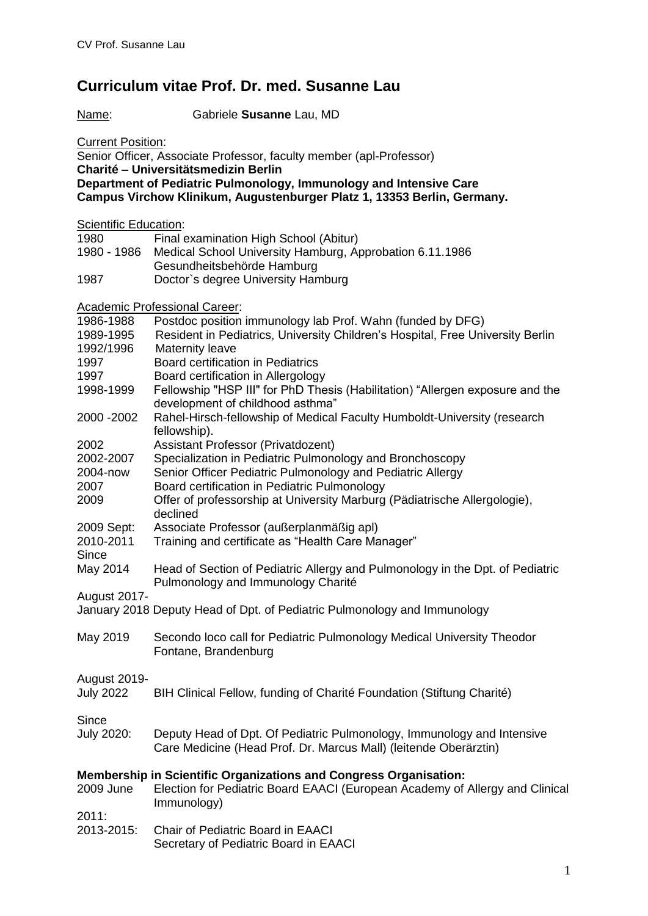# Curriculum vitae Prof. Dr. med. Susanne Lau

Name: Gabriele **Susanne** Lau, MD

Current Position:
Senior Officer, Associate Professor, faculty member (apl-Professor)
**Charité – Universitätsmedizin Berlin**
**Department of Pediatric Pulmonology, Immunology and Intensive Care**
**Campus Virchow Klinikum, Augustenburger Platz 1, 13353 Berlin, Germany.**

Scientific Education:

| | |
|---|---|
| 1980 | Final examination High School (Abitur) |
| 1980 - 1986 | Medical School University Hamburg, Approbation 6.11.1986 Gesundheitsbehörde Hamburg |
| 1987 | Doctor`s degree University Hamburg |

Academic Professional Career:

| | |
|---|---|
| 1986-1988 | Postdoc position immunology lab Prof. Wahn (funded by DFG) |
| 1989-1995 | Resident in Pediatrics, University Children's Hospital, Free University Berlin |
| 1992/1996 | Maternity leave |
| 1997 | Board certification in Pediatrics |
| 1997 | Board certification in Allergology |
| 1998-1999 | Fellowship "HSP III" for PhD Thesis (Habilitation) "Allergen exposure and the development of childhood asthma" |
| 2000 -2002 | Rahel-Hirsch-fellowship of Medical Faculty Humboldt-University (research fellowship). |
| 2002 | Assistant Professor (Privatdozent) |
| 2002-2007 | Specialization in Pediatric Pulmonology and Bronchoscopy |
| 2004-now | Senior Officer Pediatric Pulmonology and Pediatric Allergy |
| 2007 | Board certification in Pediatric Pulmonology |
| 2009 | Offer of professorship at University Marburg (Pädiatrische Allergologie), declined |
| 2009 Sept: | Associate Professor (außerplanmäßig apl) |
| 2010-2011 | Training and certificate as "Health Care Manager" |
| Since May 2014 | Head of Section of Pediatric Allergy and Pulmonology in the Dpt. of Pediatric Pulmonology and Immunology Charité |
| August 2017- January 2018 | Deputy Head of Dpt. of Pediatric Pulmonology and Immunology |
| May 2019 | Secondo loco call for Pediatric Pulmonology Medical University Theodor Fontane, Brandenburg |
| August 2019- July 2022 | BIH Clinical Fellow, funding of Charité Foundation (Stiftung Charité) |
| Since July 2020: | Deputy Head of Dpt. Of Pediatric Pulmonology, Immunology and Intensive Care Medicine (Head Prof. Dr. Marcus Mall) (leitende Oberärztin) |

**Membership in Scientific Organizations and Congress Organisation:**

| | |
|---|---|
| 2009 June | Election for Pediatric Board EAACI (European Academy of Allergy and Clinical Immunology) |
| 2011: | |
| 2013-2015: | Chair of Pediatric Board in EAACI<br>Secretary of Pediatric Board in EAACI |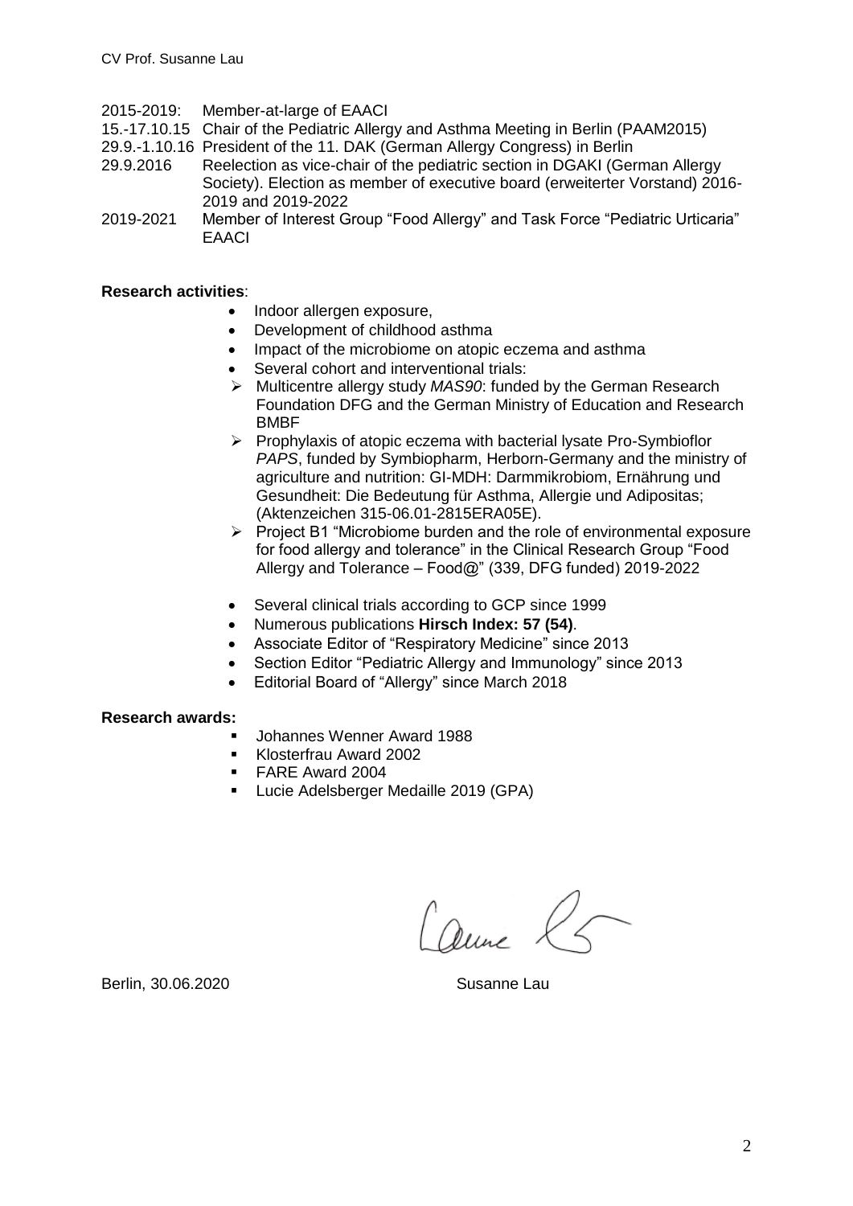2015-2019: Member-at-large of EAACI

15.-17.10.15 Chair of the Pediatric Allergy and Asthma Meeting in Berlin (PAAM2015)

29.9.-1.10.16 President of the 11. DAK (German Allergy Congress) in Berlin

29.9.2016 Reelection as vice-chair of the pediatric section in DGAKI (German Allergy Society). Election as member of executive board (erweiterter Vorstand) 2016-2019 and 2019-2022

2019-2021 Member of Interest Group "Food Allergy" and Task Force "Pediatric Urticaria" EAACI

**Research activities**:

- Indoor allergen exposure,
- Development of childhood asthma
- Impact of the microbiome on atopic eczema and asthma
- Several cohort and interventional trials:
  - Multicentre allergy study *MAS90*: funded by the German Research Foundation DFG and the German Ministry of Education and Research BMBF
  - Prophylaxis of atopic eczema with bacterial lysate Pro-Symbioflor *PAPS*, funded by Symbiopharm, Herborn-Germany and the ministry of agriculture and nutrition: GI-MDH: Darmmikrobiom, Ernährung und Gesundheit: Die Bedeutung für Asthma, Allergie und Adipositas; (Aktenzeichen 315-06.01-2815ERA05E).
  - Project B1 "Microbiome burden and the role of environmental exposure for food allergy and tolerance" in the Clinical Research Group "Food Allergy and Tolerance – Food@" (339, DFG funded) 2019-2022
- Several clinical trials according to GCP since 1999
- Numerous publications **Hirsch Index: 57 (54)**.
- Associate Editor of "Respiratory Medicine" since 2013
- Section Editor "Pediatric Allergy and Immunology" since 2013
- Editorial Board of "Allergy" since March 2018

**Research awards:**

- Johannes Wenner Award 1988
- Klosterfrau Award 2002
- FARE Award 2004
- Lucie Adelsberger Medaille 2019 (GPA)

Berlin, 30.06.2020 Susanne Lau